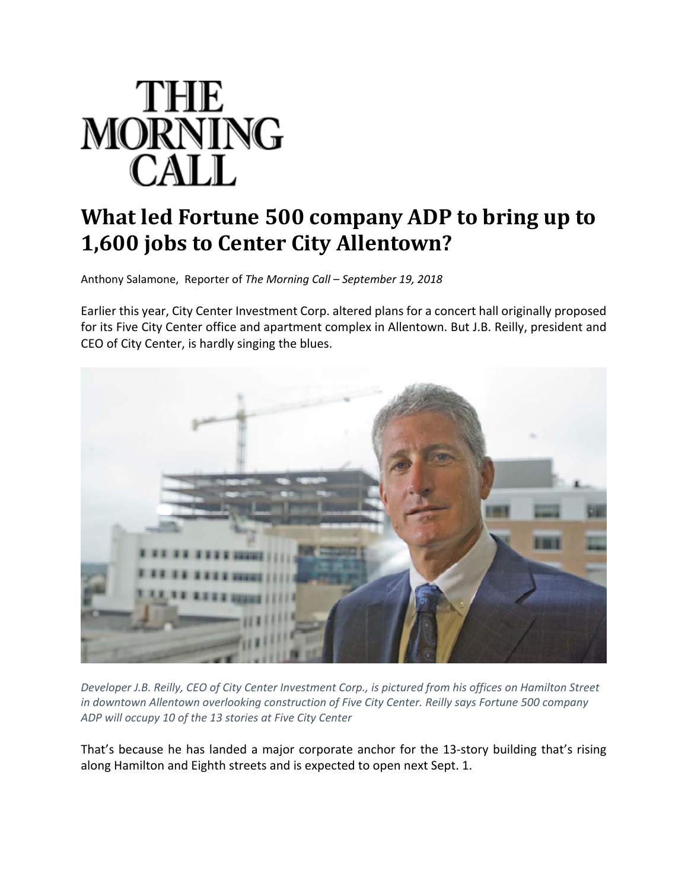# THE MORNING CALL

## What led Fortune 500 company ADP to bring up to 1,600 jobs to Center City Allentown?

Anthony Salamone, Reporter of *The Morning Call – September 19, 2018*

Earlier this year, City Center Investment Corp. altered plans for a concert hall originally proposed for its Five City Center office and apartment complex in Allentown. But J.B. Reilly, president and CEO of City Center, is hardly singing the blues.

*Developer J.B. Reilly, CEO of City Center Investment Corp., is pictured from his offices on Hamilton Street in downtown Allentown overlooking construction of Five City Center. Reilly says Fortune 500 company ADP will occupy 10 of the 13 stories at Five City Center*

That's because he has landed a major corporate anchor for the 13-story building that's rising along Hamilton and Eighth streets and is expected to open next Sept. 1.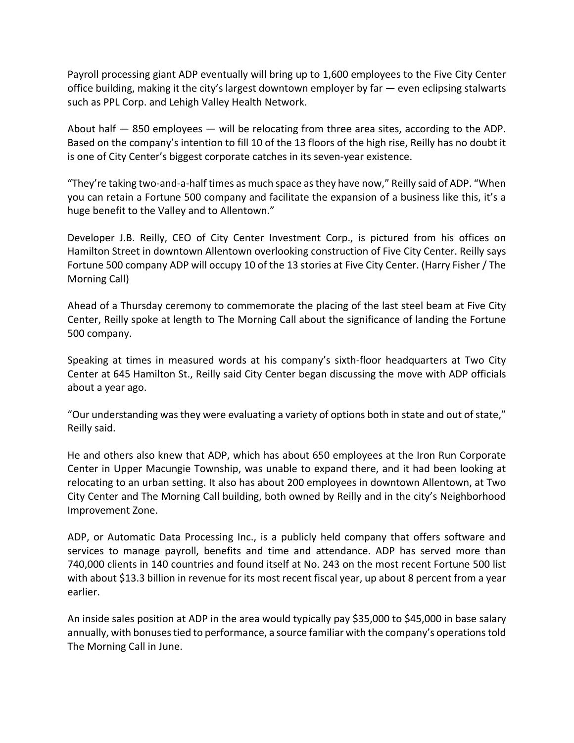Payroll processing giant ADP eventually will bring up to 1,600 employees to the Five City Center office building, making it the city's largest downtown employer by far — even eclipsing stalwarts such as PPL Corp. and Lehigh Valley Health Network.

About half — 850 employees — will be relocating from three area sites, according to the ADP. Based on the company's intention to fill 10 of the 13 floors of the high rise, Reilly has no doubt it is one of City Center's biggest corporate catches in its seven-year existence.

"They're taking two-and-a-half times as much space as they have now," Reilly said of ADP. "When you can retain a Fortune 500 company and facilitate the expansion of a business like this, it's a huge benefit to the Valley and to Allentown."

Developer J.B. Reilly, CEO of City Center Investment Corp., is pictured from his offices on Hamilton Street in downtown Allentown overlooking construction of Five City Center. Reilly says Fortune 500 company ADP will occupy 10 of the 13 stories at Five City Center. (Harry Fisher / The Morning Call)

Ahead of a Thursday ceremony to commemorate the placing of the last steel beam at Five City Center, Reilly spoke at length to The Morning Call about the significance of landing the Fortune 500 company.

Speaking at times in measured words at his company's sixth-floor headquarters at Two City Center at 645 Hamilton St., Reilly said City Center began discussing the move with ADP officials about a year ago.

"Our understanding was they were evaluating a variety of options both in state and out of state," Reilly said.

He and others also knew that ADP, which has about 650 employees at the Iron Run Corporate Center in Upper Macungie Township, was unable to expand there, and it had been looking at relocating to an urban setting. It also has about 200 employees in downtown Allentown, at Two City Center and The Morning Call building, both owned by Reilly and in the city's Neighborhood Improvement Zone.

ADP, or Automatic Data Processing Inc., is a publicly held company that offers software and services to manage payroll, benefits and time and attendance. ADP has served more than 740,000 clients in 140 countries and found itself at No. 243 on the most recent Fortune 500 list with about $13.3 billion in revenue for its most recent fiscal year, up about 8 percent from a year earlier.

An inside sales position at ADP in the area would typically pay $35,000 to $45,000 in base salary annually, with bonuses tied to performance, a source familiar with the company's operations told The Morning Call in June.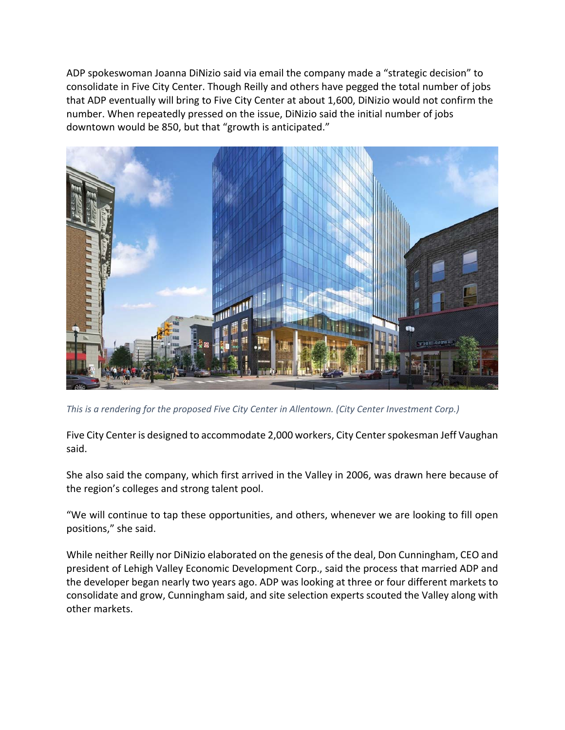ADP spokeswoman Joanna DiNizio said via email the company made a "strategic decision" to consolidate in Five City Center. Though Reilly and others have pegged the total number of jobs that ADP eventually will bring to Five City Center at about 1,600, DiNizio would not confirm the number. When repeatedly pressed on the issue, DiNizio said the initial number of jobs downtown would be 850, but that "growth is anticipated."

*This is a rendering for the proposed Five City Center in Allentown. (City Center Investment Corp.)*

Five City Center is designed to accommodate 2,000 workers, City Center spokesman Jeff Vaughan said.

She also said the company, which first arrived in the Valley in 2006, was drawn here because of the region's colleges and strong talent pool.

"We will continue to tap these opportunities, and others, whenever we are looking to fill open positions," she said.

While neither Reilly nor DiNizio elaborated on the genesis of the deal, Don Cunningham, CEO and president of Lehigh Valley Economic Development Corp., said the process that married ADP and the developer began nearly two years ago. ADP was looking at three or four different markets to consolidate and grow, Cunningham said, and site selection experts scouted the Valley along with other markets.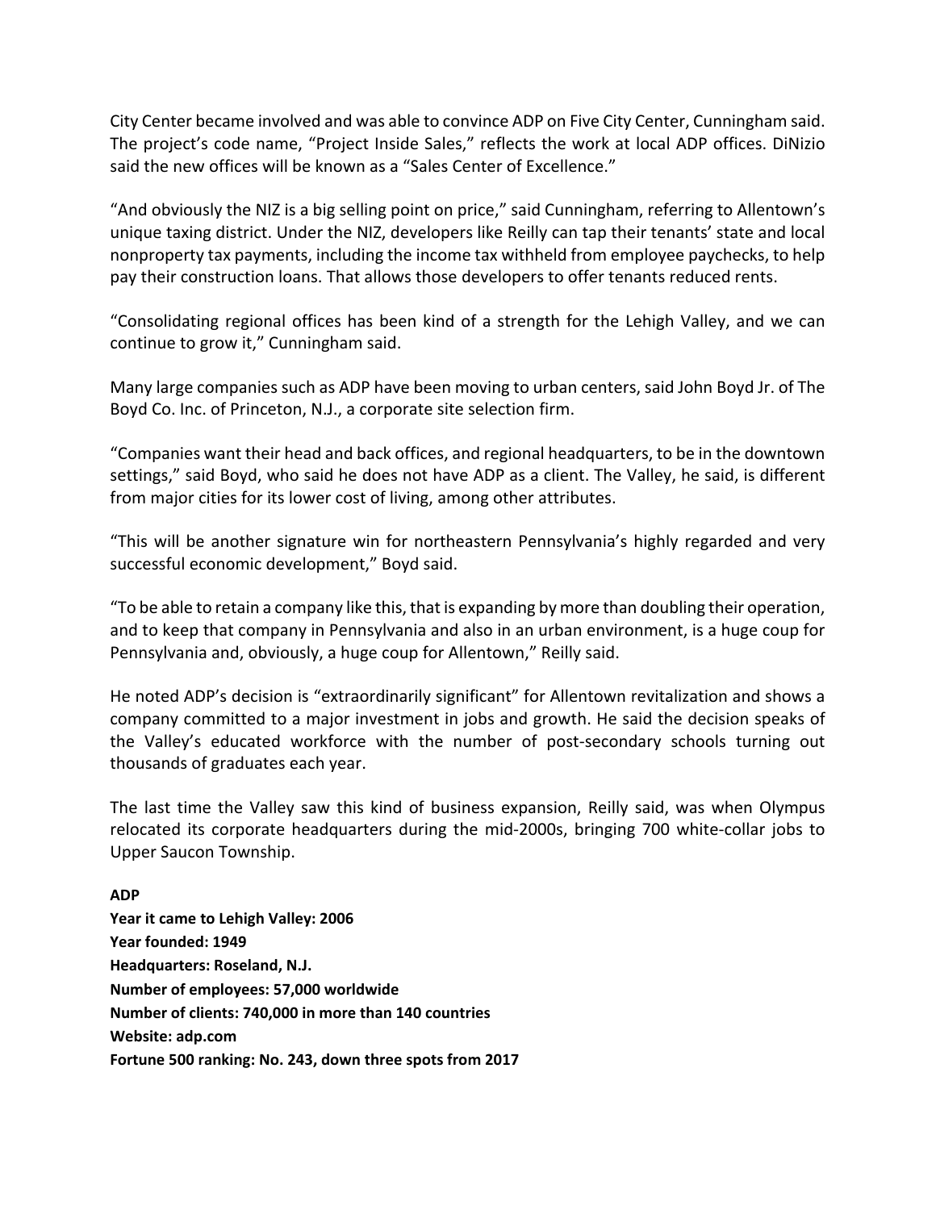City Center became involved and was able to convince ADP on Five City Center, Cunningham said. The project's code name, "Project Inside Sales," reflects the work at local ADP offices. DiNizio said the new offices will be known as a "Sales Center of Excellence."

"And obviously the NIZ is a big selling point on price," said Cunningham, referring to Allentown's unique taxing district. Under the NIZ, developers like Reilly can tap their tenants' state and local nonproperty tax payments, including the income tax withheld from employee paychecks, to help pay their construction loans. That allows those developers to offer tenants reduced rents.

"Consolidating regional offices has been kind of a strength for the Lehigh Valley, and we can continue to grow it," Cunningham said.

Many large companies such as ADP have been moving to urban centers, said John Boyd Jr. of The Boyd Co. Inc. of Princeton, N.J., a corporate site selection firm.

"Companies want their head and back offices, and regional headquarters, to be in the downtown settings," said Boyd, who said he does not have ADP as a client. The Valley, he said, is different from major cities for its lower cost of living, among other attributes.

"This will be another signature win for northeastern Pennsylvania's highly regarded and very successful economic development," Boyd said.

"To be able to retain a company like this, that is expanding by more than doubling their operation, and to keep that company in Pennsylvania and also in an urban environment, is a huge coup for Pennsylvania and, obviously, a huge coup for Allentown," Reilly said.

He noted ADP's decision is "extraordinarily significant" for Allentown revitalization and shows a company committed to a major investment in jobs and growth. He said the decision speaks of the Valley's educated workforce with the number of post-secondary schools turning out thousands of graduates each year.

The last time the Valley saw this kind of business expansion, Reilly said, was when Olympus relocated its corporate headquarters during the mid-2000s, bringing 700 white-collar jobs to Upper Saucon Township.

**ADP**
**Year it came to Lehigh Valley: 2006**
**Year founded: 1949**
**Headquarters: Roseland, N.J.**
**Number of employees: 57,000 worldwide**
**Number of clients: 740,000 in more than 140 countries**
**Website: adp.com**
**Fortune 500 ranking: No. 243, down three spots from 2017**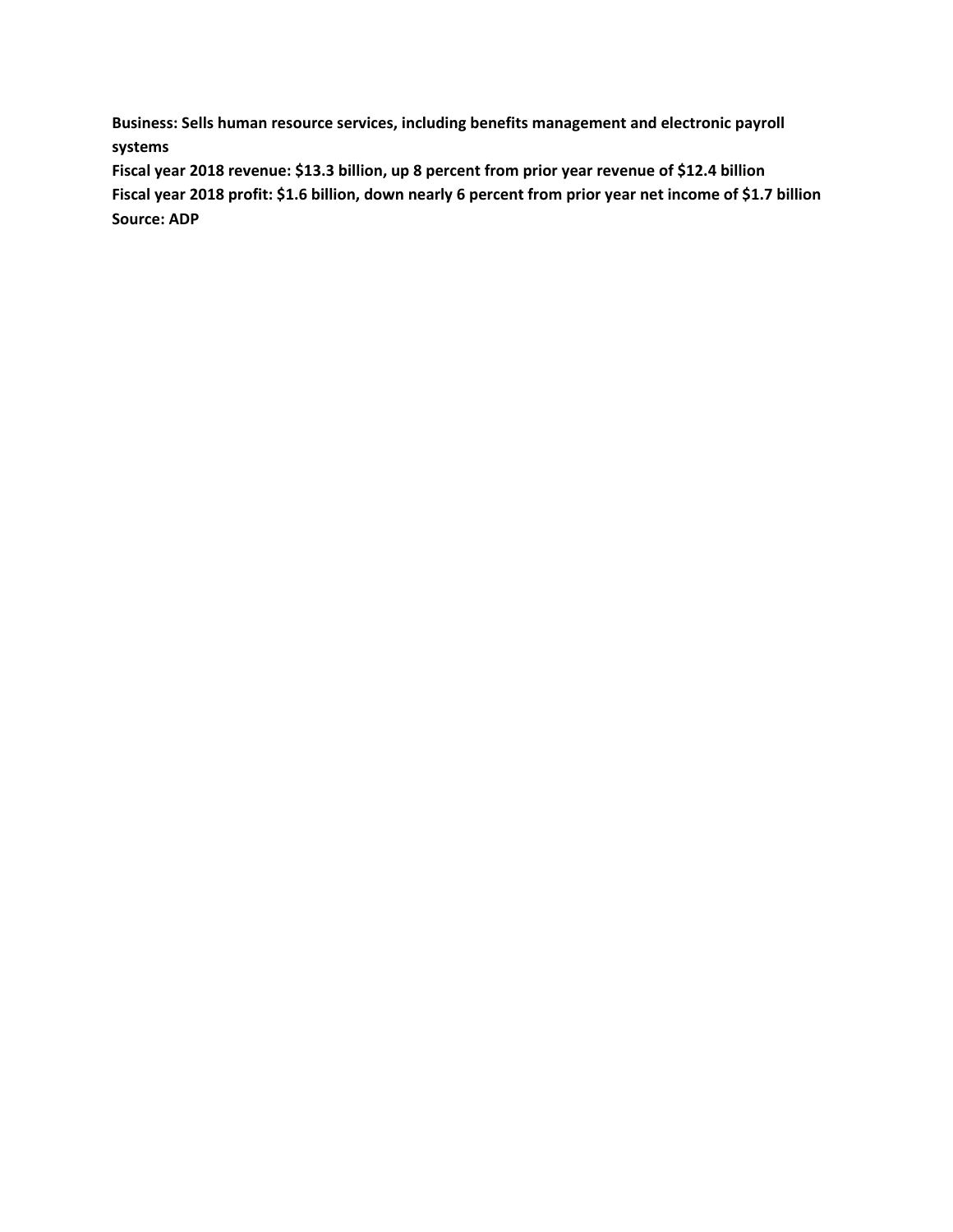**Business: Sells human resource services, including benefits management and electronic payroll systems**
**Fiscal year 2018 revenue: $13.3 billion, up 8 percent from prior year revenue of $12.4 billion**
**Fiscal year 2018 profit: $1.6 billion, down nearly 6 percent from prior year net income of $1.7 billion**
**Source: ADP**